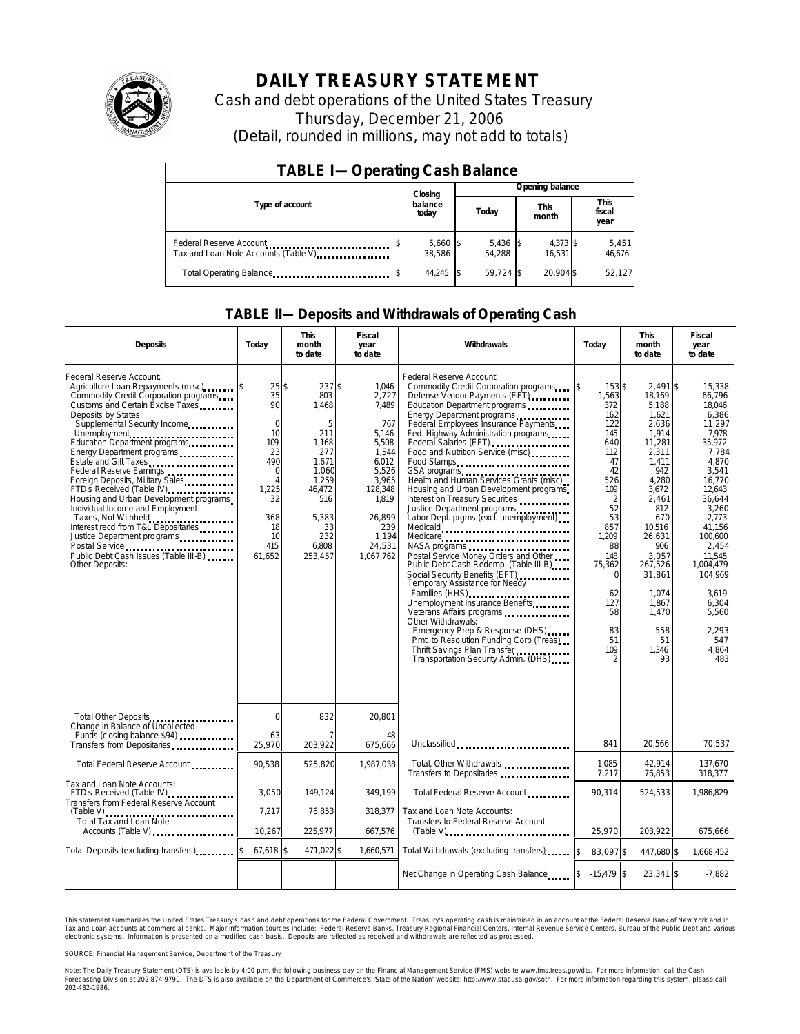# DAILY TREASURY STATEMENT

Cash and debt operations of the United States Treasury

Thursday, December 21, 2006

(Detail, rounded in millions, may not add to totals)

## TABLE I—Operating Cash Balance

| Type of account | Closing balance today | Opening balance Today | Opening balance This month | Opening balance This fiscal year |
|---|---|---|---|---|
| Federal Reserve Account | $ 5,660 | $ 5,436 | $ 4,373 | $ 5,451 |
| Tax and Loan Note Accounts (Table V) | 38,586 | 54,288 | 16,531 | 46,676 |
| Total Operating Balance | $ 44,245 | $ 59,724 | $ 20,904 | $ 52,127 |

## TABLE II—Deposits and Withdrawals of Operating Cash

| Deposits | Today | This month to date | Fiscal year to date | Withdrawals | Today | This month to date | Fiscal year to date |
|---|---|---|---|---|---|---|---|
| Federal Reserve Account: | | | | Federal Reserve Account: | | | |
| Agriculture Loan Repayments (misc) | $ 25 | $ 237 | $ 1,046 | Commodity Credit Corporation programs | $ 153 | $ 2,491 | $ 15,338 |
| Commodity Credit Corporation programs | 35 | 803 | 2,727 | Defense Vendor Payments (EFT) | 1,563 | 18,169 | 66,796 |
| Customs and Certain Excise Taxes | 90 | 1,468 | 7,489 | Education Department programs | 372 | 5,188 | 18,046 |
| Deposits by States: | | | | Energy Department programs | 162 | 1,621 | 6,386 |
| Supplemental Security Income | 0 | 5 | 767 | Federal Employees Insurance Payments | 122 | 2,636 | 11,297 |
| Unemployment | 10 | 211 | 5,146 | Fed. Highway Administration programs | 145 | 1,914 | 7,978 |
| Education Department programs | 109 | 1,168 | 5,508 | Federal Salaries (EFT) | 640 | 11,281 | 35,972 |
| Energy Department programs | 23 | 277 | 1,544 | Food and Nutrition Service (misc) | 112 | 2,311 | 7,784 |
| Estate and Gift Taxes | 490 | 1,671 | 6,012 | Food Stamps | 47 | 1,411 | 4,870 |
| Federal Reserve Earnings | 0 | 1,060 | 5,526 | GSA programs | 42 | 942 | 3,541 |
| Foreign Deposits, Military Sales | 4 | 1,259 | 3,965 | Health and Human Services Grants (misc) | 526 | 4,280 | 16,770 |
| FTD's Received (Table IV) | 1,225 | 46,472 | 128,348 | Housing and Urban Development programs | 109 | 3,672 | 12,643 |
| Housing and Urban Development programs | 32 | 516 | 1,819 | Interest on Treasury Securities | 2 | 2,461 | 36,644 |
| Individual Income and Employment | | | | Justice Department programs | 52 | 812 | 3,260 |
| Taxes, Not Withheld | 368 | 5,383 | 26,899 | Labor Dept. prgms (excl. unemployment) | 53 | 670 | 2,773 |
| Interest recd from T&L Depositaries | 18 | 33 | 239 | Medicaid | 857 | 10,516 | 41,156 |
| Justice Department programs | 10 | 232 | 1,194 | Medicare | 1,209 | 26,631 | 100,600 |
| Postal Service | 415 | 6,808 | 24,531 | NASA programs | 88 | 906 | 2,454 |
| Public Debt Cash Issues (Table III-B) | 61,652 | 253,457 | 1,067,762 | Postal Service Money Orders and Other | 148 | 3,057 | 11,545 |
| Other Deposits: | | | | Public Debt Cash Redemp. (Table III-B) | 75,362 | 267,526 | 1,004,479 |
| | | | | Social Security Benefits (EFT) | 0 | 31,861 | 104,969 |
| | | | | Temporary Assistance for Needy Families (HHS) | 62 | 1,074 | 3,619 |
| | | | | Unemployment Insurance Benefits | 127 | 1,867 | 6,304 |
| | | | | Veterans Affairs programs | 58 | 1,470 | 5,560 |
| | | | | Other Withdrawals: | | | |
| | | | | Emergency Prep & Response (DHS) | 83 | 558 | 2,293 |
| | | | | Pmt. to Resolution Funding Corp (Treas) | 51 | 51 | 547 |
| | | | | Thrift Savings Plan Transfer | 109 | 1,346 | 4,864 |
| | | | | Transportation Security Admin. (DHS) | 2 | 93 | 483 |
| Total Other Deposits | 0 | 832 | 20,801 | | | | |
| Change in Balance of Uncollected Funds (closing balance $94) | 63 | 7 | 48 | | | | |
| Transfers from Depositaries | 25,970 | 203,922 | 675,666 | Unclassified | 841 | 20,566 | 70,537 |
| Total Federal Reserve Account | 90,538 | 525,820 | 1,987,038 | Total, Other Withdrawals | 1,085 | 42,914 | 137,670 |
| | | | | Transfers to Depositaries | 7,217 | 76,853 | 318,377 |
| Tax and Loan Note Accounts: | | | | | | | |
| FTD's Received (Table IV) | 3,050 | 149,124 | 349,199 | Total Federal Reserve Account | 90,314 | 524,533 | 1,986,829 |
| Transfers from Federal Reserve Account (Table V) | 7,217 | 76,853 | 318,377 | Tax and Loan Note Accounts: | | | |
| Total Tax and Loan Note Accounts (Table V) | 10,267 | 225,977 | 667,576 | Transfers to Federal Reserve Account (Table V) | 25,970 | 203,922 | 675,666 |
| Total Deposits (excluding transfers) | $ 67,618 | $ 471,022 | $ 1,660,571 | Total Withdrawals (excluding transfers) | $ 83,097 | $ 447,680 | $ 1,668,452 |
| | | | | Net Change in Operating Cash Balance | $ -15,479 | $ 23,341 | $ -7,882 |

This statement summarizes the United States Treasury's cash and debt operations for the Federal Government. Treasury's operating cash is maintained in an account at the Federal Reserve Bank of New York and in Tax and Loan accounts at commercial banks. Major information sources include: Federal Reserve Banks, Treasury Regional Financial Centers, Internal Revenue Service Centers, Bureau of the Public Debt and various electronic systems. Information is presented on a modified cash basis. Deposits are reflected as received and withdrawals are reflected as processed.

SOURCE: Financial Management Service, Department of the Treasury

Note: The Daily Treasury Statement (DTS) is available by 4:00 p.m. the following business day on the Financial Management Service (FMS) website www.fms.treas.gov/dts. For more information, call the Cash Forecasting Division at 202-874-9790. The DTS is also available on the Department of Commerce's "State of the Nation" website: http://www.stat-usa.gov/sotn. For more information regarding this system, please call 202-482-1986.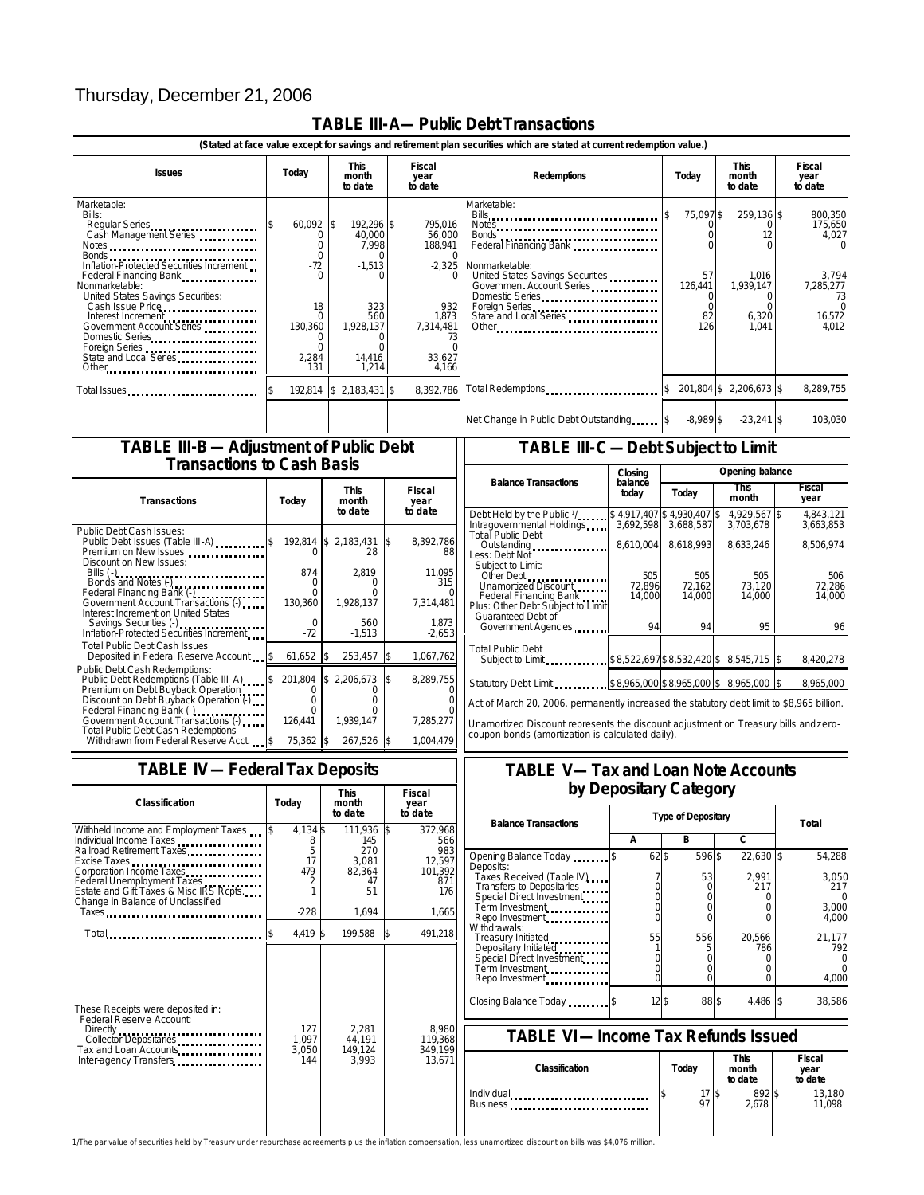Thursday, December 21, 2006

## TABLE III-A— Public Debt Transactions

(Stated at face value except for savings and retirement plan securities which are stated at current redemption value.)

| Issues | Today | This month to date | Fiscal year to date | Redemptions | Today | This month to date | Fiscal year to date |
|---|---|---|---|---|---|---|---|
| Marketable: | | | | Marketable: | | | |
| Bills: | | | | Bills | $ 75,097 | $ 259,136 | $ 800,350 |
| Regular Series | $ 60,092 | $ 192,296 | $ 795,016 | Notes | 0 | 0 | 175,650 |
| Cash Management Series | 0 | 40,000 | 56,000 | Bonds | 0 | 12 | 4,027 |
| Notes | 0 | 7,998 | 188,941 | Federal Financing Bank | 0 | 0 | 0 |
| Bonds | 0 | 0 | 0 | | | | |
| Inflation-Protected Securities Increment | -72 | -1,513 | -2,325 | Nonmarketable: | | | |
| Federal Financing Bank | 0 | 0 | 0 | United States Savings Securities | 57 | 1,016 | 3,794 |
| Nonmarketable: | | | | Government Account Series | 126,441 | 1,939,147 | 7,285,277 |
| United States Savings Securities: | | | | Domestic Series | 0 | 0 | 73 |
| Cash Issue Price | 18 | 323 | 932 | Foreign Series | 0 | 0 | 0 |
| Interest Increment | 0 | 560 | 1,873 | State and Local Series | 82 | 6,320 | 16,572 |
| Government Account Series | 130,360 | 1,928,137 | 7,314,481 | Other | 126 | 1,041 | 4,012 |
| Domestic Series | 0 | 0 | 73 | | | | |
| Foreign Series | 0 | 0 | 0 | | | | |
| State and Local Series | 2,284 | 14,416 | 33,627 | | | | |
| Other | 131 | 1,214 | 4,166 | | | | |
| Total Issues | $ 192,814 | $ 2,183,431 | $ 8,392,786 | Total Redemptions | $ 201,804 | $ 2,206,673 | $ 8,289,755 |
| | | | | Net Change in Public Debt Outstanding | $ -8,989 | $ -23,241 | $ 103,030 |

## TABLE III-B — Adjustment of Public Debt Transactions to Cash Basis

| Transactions | Today | This month to date | Fiscal year to date |
|---|---|---|---|
| Public Debt Cash Issues: | | | |
| Public Debt Issues (Table III-A) | $ 192,814 | $ 2,183,431 | $ 8,392,786 |
| Premium on New Issues | 0 | 28 | 88 |
| Discount on New Issues: | | | |
| Bills (-) | 874 | 2,819 | 11,095 |
| Bonds and Notes (-) | 0 | 0 | 315 |
| Federal Financing Bank (-) | 0 | 0 | 0 |
| Government Account Transactions (-) | 130,360 | 1,928,137 | 7,314,481 |
| Interest Increment on United States Savings Securities (-) | 0 | 560 | 1,873 |
| Inflation-Protected Securities Increment | -72 | -1,513 | -2,653 |
| Total Public Debt Cash Issues Deposited in Federal Reserve Account | $ 61,652 | $ 253,457 | $ 1,067,762 |
| Public Debt Cash Redemptions: | | | |
| Public Debt Redemptions (Table III-A) | $ 201,804 | $ 2,206,673 | $ 8,289,755 |
| Premium on Debt Buyback Operation | 0 | 0 | 0 |
| Discount on Debt Buyback Operation (-) | 0 | 0 | 0 |
| Federal Financing Bank (-) | 0 | 0 | 0 |
| Government Account Transactions (-) | 126,441 | 1,939,147 | 7,285,277 |
| Total Public Debt Cash Redemptions Withdrawn from Federal Reserve Acct. | $ 75,362 | $ 267,526 | $ 1,004,479 |

## TABLE III-C — Debt Subject to Limit

| Balance Transactions | Closing balance today | Opening balance Today | This month | Fiscal year |
|---|---|---|---|---|
| Debt Held by the Public [1] | $ 4,917,407 | $ 4,930,407 | $ 4,929,567 | $ 4,843,121 |
| Intragovernmental Holdings | 3,692,598 | 3,688,587 | 3,703,678 | 3,663,853 |
| Total Public Debt Outstanding | 8,610,004 | 8,618,993 | 8,633,246 | 8,506,974 |
| Less: Debt Not Subject to Limit: | | | | |
| Other Debt | 505 | 505 | 505 | 506 |
| Unamortized Discount | 72,896 | 72,162 | 73,120 | 72,286 |
| Federal Financing Bank | 14,000 | 14,000 | 14,000 | 14,000 |
| Plus: Other Debt Subject to Limit | | | | |
| Guaranteed Debt of Government Agencies | 94 | 94 | 95 | 96 |
| Total Public Debt Subject to Limit | $ 8,522,697 | $ 8,532,420 | $ 8,545,715 | $ 8,420,278 |
| Statutory Debt Limit | $ 8,965,000 | $ 8,965,000 | $ 8,965,000 | $ 8,965,000 |

Act of March 20, 2006, permanently increased the statutory debt limit to $8,965 billion.

Unamortized Discount represents the discount adjustment on Treasury bills and zero-coupon bonds (amortization is calculated daily).

## TABLE IV — Federal Tax Deposits

| Classification | Today | This month to date | Fiscal year to date |
|---|---|---|---|
| Withheld Income and Employment Taxes | $ 4,134 | $ 111,936 | $ 372,968 |
| Individual Income Taxes | 8 | 145 | 566 |
| Railroad Retirement Taxes | 5 | 270 | 983 |
| Excise Taxes | 17 | 3,081 | 12,597 |
| Corporation Income Taxes | 479 | 82,364 | 101,392 |
| Federal Unemployment Taxes | 2 | 47 | 871 |
| Estate and Gift Taxes & Misc IRS Rcpts. | 1 | 51 | 176 |
| Change in Balance of Unclassified Taxes | -228 | 1,694 | 1,665 |
| Total | $ 4,419 | $ 199,588 | $ 491,218 |
| These Receipts were deposited in: | | | |
| Federal Reserve Account: | | | |
| Directly | 127 | 2,281 | 8,980 |
| Collector Depositaries | 1,097 | 44,191 | 119,368 |
| Tax and Loan Accounts | 3,050 | 149,124 | 349,199 |
| Inter-agency Transfers | 144 | 3,993 | 13,671 |

## TABLE V — Tax and Loan Note Accounts by Depositary Category

| Balance Transactions | Type of Depositary A | B | C | Total |
|---|---|---|---|---|
| Opening Balance Today | $ 62 | $ 596 | $ 22,630 | $ 54,288 |
| Deposits: | | | | |
| Taxes Received (Table IV) | 7 | 53 | 2,991 | 3,050 |
| Transfers to Depositaries | 0 | 0 | 217 | 217 |
| Special Direct Investment | 0 | 0 | 0 | 0 |
| Term Investment | 0 | 0 | 0 | 3,000 |
| Repo Investment | 0 | 0 | 0 | 4,000 |
| Withdrawals: | | | | |
| Treasury Initiated | 55 | 556 | 20,566 | 21,177 |
| Depositary Initiated | 1 | 5 | 786 | 792 |
| Special Direct Investment | 0 | 0 | 0 | 0 |
| Term Investment | 0 | 0 | 0 | 0 |
| Repo Investment | 0 | 0 | 0 | 4,000 |
| Closing Balance Today | $ 12 | $ 88 | $ 4,486 | $ 38,586 |

## TABLE VI — Income Tax Refunds Issued

| Classification | Today | This month to date | Fiscal year to date |
|---|---|---|---|
| Individual | $ 17 | $ 892 | $ 13,180 |
| Business | 97 | 2,678 | 11,098 |

1/The par value of securities held by Treasury under repurchase agreements plus the inflation compensation, less unamortized discount on bills was $4,076 million.